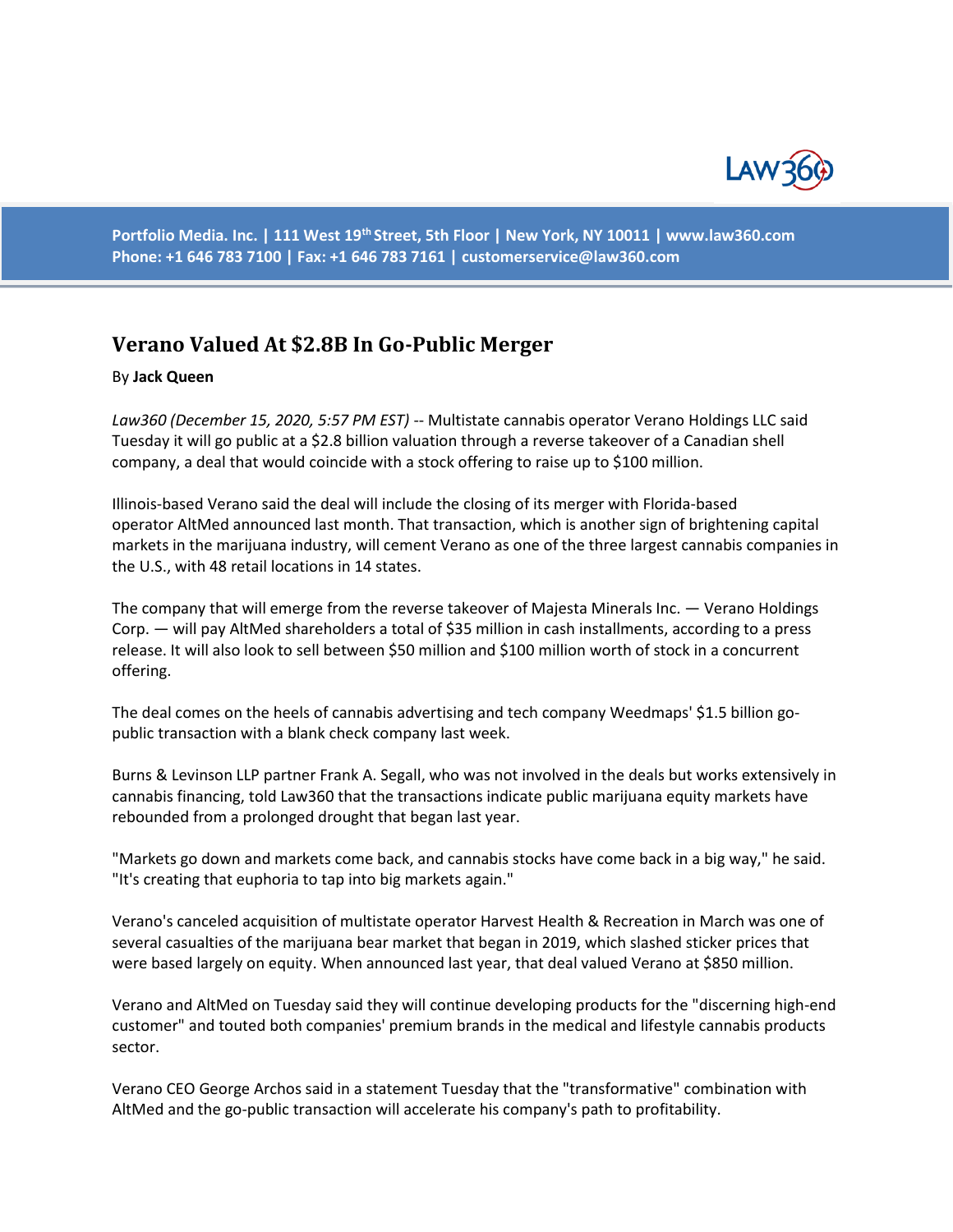# Verano Valued At $2.8B In Go-Public Merger

By **Jack Queen**

*Law360 (December 15, 2020, 5:57 PM EST)* -- Multistate cannabis operator Verano Holdings LLC said Tuesday it will go public at a $2.8 billion valuation through a reverse takeover of a Canadian shell company, a deal that would coincide with a stock offering to raise up to $100 million.

Illinois-based Verano said the deal will include the closing of its merger with Florida-based operator AltMed announced last month. That transaction, which is another sign of brightening capital markets in the marijuana industry, will cement Verano as one of the three largest cannabis companies in the U.S., with 48 retail locations in 14 states.

The company that will emerge from the reverse takeover of Majesta Minerals Inc. — Verano Holdings Corp. — will pay AltMed shareholders a total of $35 million in cash installments, according to a press release. It will also look to sell between $50 million and $100 million worth of stock in a concurrent offering.

The deal comes on the heels of cannabis advertising and tech company Weedmaps' $1.5 billion go-public transaction with a blank check company last week.

Burns & Levinson LLP partner Frank A. Segall, who was not involved in the deals but works extensively in cannabis financing, told Law360 that the transactions indicate public marijuana equity markets have rebounded from a prolonged drought that began last year.

"Markets go down and markets come back, and cannabis stocks have come back in a big way," he said. "It's creating that euphoria to tap into big markets again."

Verano's canceled acquisition of multistate operator Harvest Health & Recreation in March was one of several casualties of the marijuana bear market that began in 2019, which slashed sticker prices that were based largely on equity. When announced last year, that deal valued Verano at $850 million.

Verano and AltMed on Tuesday said they will continue developing products for the "discerning high-end customer" and touted both companies' premium brands in the medical and lifestyle cannabis products sector.

Verano CEO George Archos said in a statement Tuesday that the "transformative" combination with AltMed and the go-public transaction will accelerate his company's path to profitability.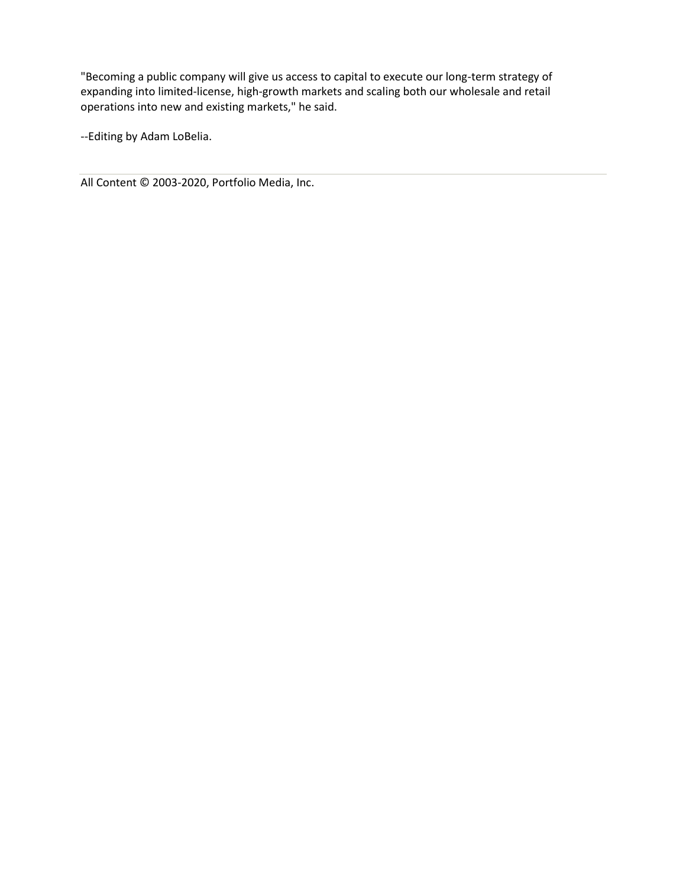"Becoming a public company will give us access to capital to execute our long-term strategy of expanding into limited-license, high-growth markets and scaling both our wholesale and retail operations into new and existing markets," he said.

--Editing by Adam LoBelia.

---

All Content © 2003-2020, Portfolio Media, Inc.